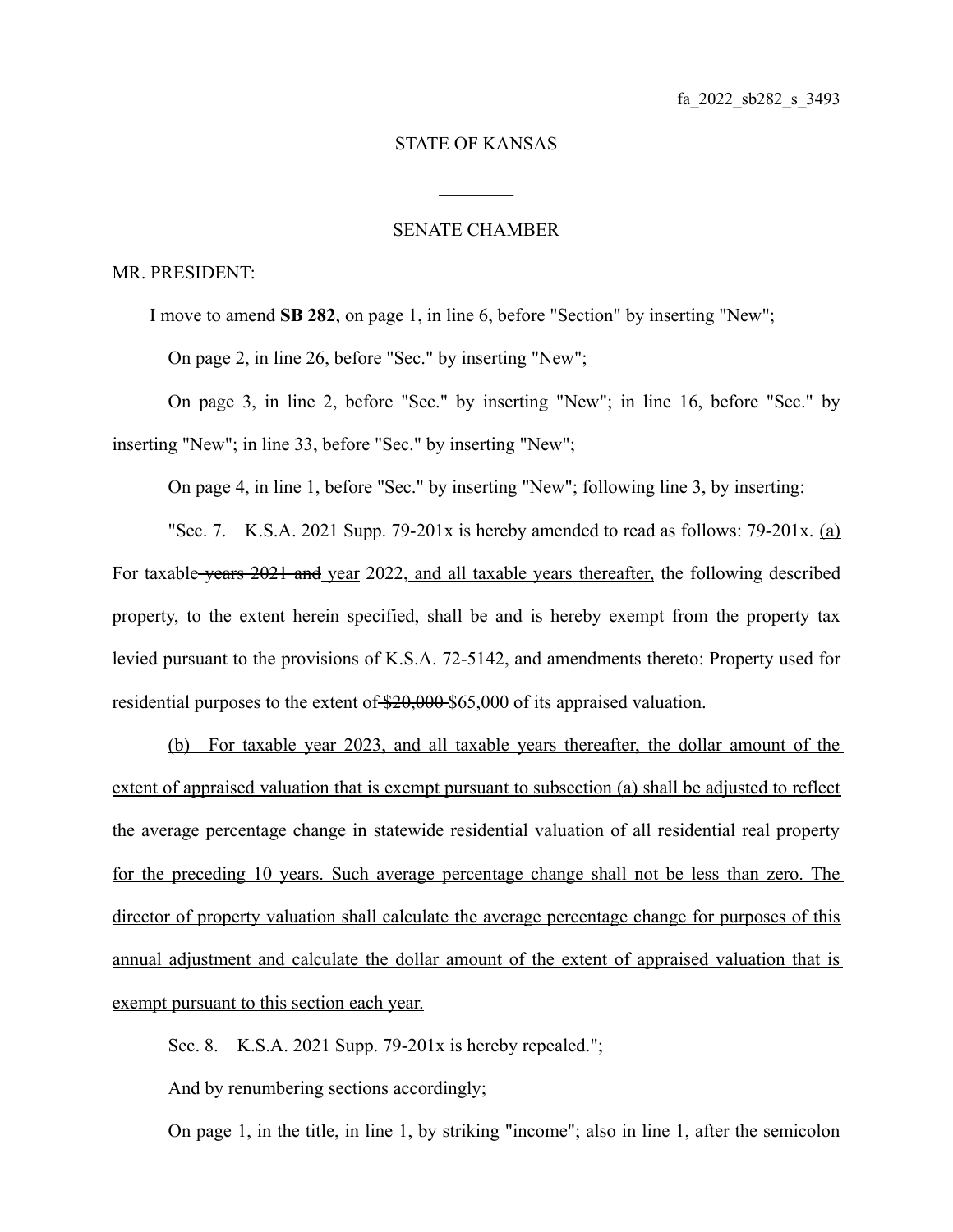fa_2022_sb282_s_3493

STATE OF KANSAS

________

SENATE CHAMBER

MR. PRESIDENT:

I move to amend **SB 282**, on page 1, in line 6, before "Section" by inserting "New";

On page 2, in line 26, before "Sec." by inserting "New";

On page 3, in line 2, before "Sec." by inserting "New"; in line 16, before "Sec." by inserting "New"; in line 33, before "Sec." by inserting "New";

On page 4, in line 1, before "Sec." by inserting "New"; following line 3, by inserting:

"Sec. 7. K.S.A. 2021 Supp. 79-201x is hereby amended to read as follows: 79-201x. <u>(a)</u> For taxable ~~years 2021 and~~ <u>year</u> 2022<u>, and all taxable years thereafter,</u> the following described property, to the extent herein specified, shall be and is hereby exempt from the property tax levied pursuant to the provisions of K.S.A. 72-5142, and amendments thereto: Property used for residential purposes to the extent of ~~$20,000~~ <u>$65,000</u> of its appraised valuation.

<u>(b) For taxable year 2023, and all taxable years thereafter, the dollar amount of the extent of appraised valuation that is exempt pursuant to subsection (a) shall be adjusted to reflect the average percentage change in statewide residential valuation of all residential real property for the preceding 10 years. Such average percentage change shall not be less than zero. The director of property valuation shall calculate the average percentage change for purposes of this annual adjustment and calculate the dollar amount of the extent of appraised valuation that is exempt pursuant to this section each year.</u>

Sec. 8. K.S.A. 2021 Supp. 79-201x is hereby repealed.";

And by renumbering sections accordingly;

On page 1, in the title, in line 1, by striking "income"; also in line 1, after the semicolon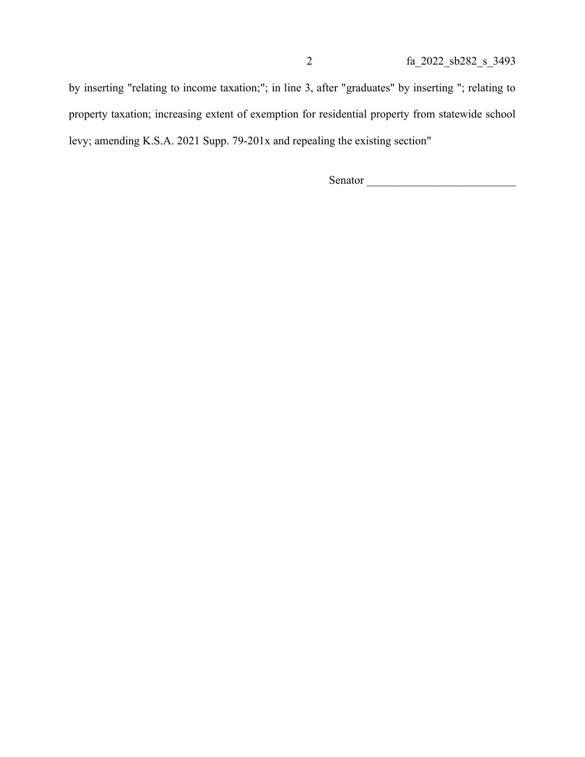by inserting "relating to income taxation;"; in line 3, after "graduates" by inserting "; relating to property taxation; increasing extent of exemption for residential property from statewide school levy; amending K.S.A. 2021 Supp. 79-201x and repealing the existing section"

Senator ___________________________